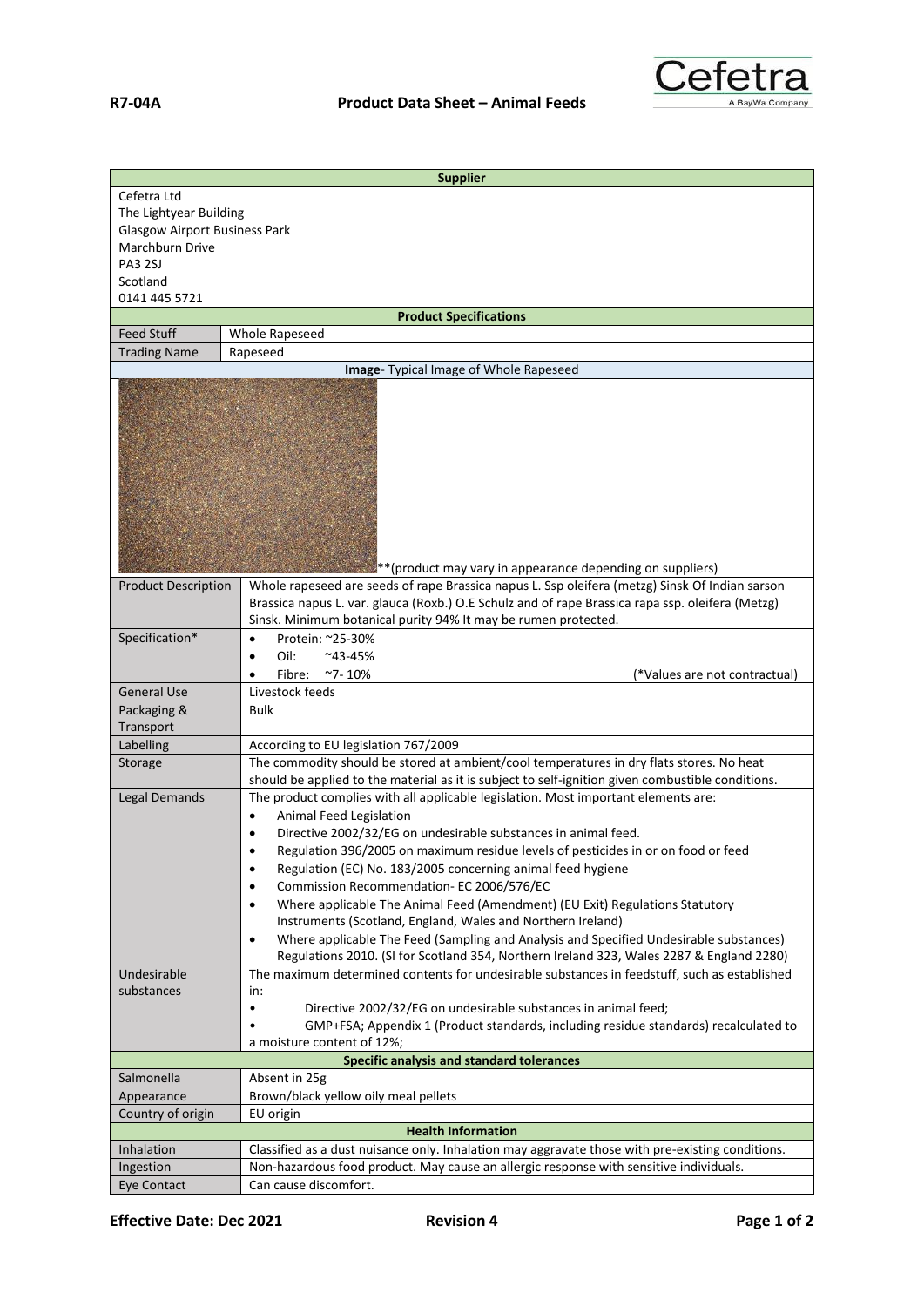**R7-04A** **Product Data Sheet – Animal Feeds**

| **Supplier** | |
|---|---|
| Cefetra Ltd<br>The Lightyear Building<br>Glasgow Airport Business Park<br>Marchburn Drive<br>PA3 2SJ<br>Scotland<br>0141 445 5721 | |
| **Product Specifications** | |
| Feed Stuff | Whole Rapeseed |
| Trading Name | Rapeseed |
| **Image**- Typical Image of Whole Rapeseed | |
| **(product may vary in appearance depending on suppliers) | |
| Product Description | Whole rapeseed are seeds of rape Brassica napus L. Ssp oleifera (metzg) Sinsk Of Indian sarson Brassica napus L. var. glauca (Roxb.) O.E Schulz and of rape Brassica rapa ssp. oleifera (Metzg) Sinsk. Minimum botanical purity 94% It may be rumen protected. |
| Specification* | • Protein: ~25-30%<br>• Oil: ~43-45%<br>• Fibre: ~7- 10% (*Values are not contractual) |
| General Use | Livestock feeds |
| Packaging & Transport | Bulk |
| Labelling | According to EU legislation 767/2009 |
| Storage | The commodity should be stored at ambient/cool temperatures in dry flats stores. No heat should be applied to the material as it is subject to self-ignition given combustible conditions. |
| Legal Demands | The product complies with all applicable legislation. Most important elements are:<br>• Animal Feed Legislation<br>• Directive 2002/32/EG on undesirable substances in animal feed.<br>• Regulation 396/2005 on maximum residue levels of pesticides in or on food or feed<br>• Regulation (EC) No. 183/2005 concerning animal feed hygiene<br>• Commission Recommendation- EC 2006/576/EC<br>• Where applicable The Animal Feed (Amendment) (EU Exit) Regulations Statutory Instruments (Scotland, England, Wales and Northern Ireland)<br>• Where applicable The Feed (Sampling and Analysis and Specified Undesirable substances) Regulations 2010. (SI for Scotland 354, Northern Ireland 323, Wales 2287 & England 2280) |
| Undesirable substances | The maximum determined contents for undesirable substances in feedstuff, such as established in:<br>• Directive 2002/32/EG on undesirable substances in animal feed;<br>• GMP+FSA; Appendix 1 (Product standards, including residue standards) recalculated to a moisture content of 12%; |
| **Specific analysis and standard tolerances** | |
| Salmonella | Absent in 25g |
| Appearance | Brown/black yellow oily meal pellets |
| Country of origin | EU origin |
| **Health Information** | |
| Inhalation | Classified as a dust nuisance only. Inhalation may aggravate those with pre-existing conditions. |
| Ingestion | Non-hazardous food product. May cause an allergic response with sensitive individuals. |
| Eye Contact | Can cause discomfort. |

**Effective Date: Dec 2021** **Revision 4**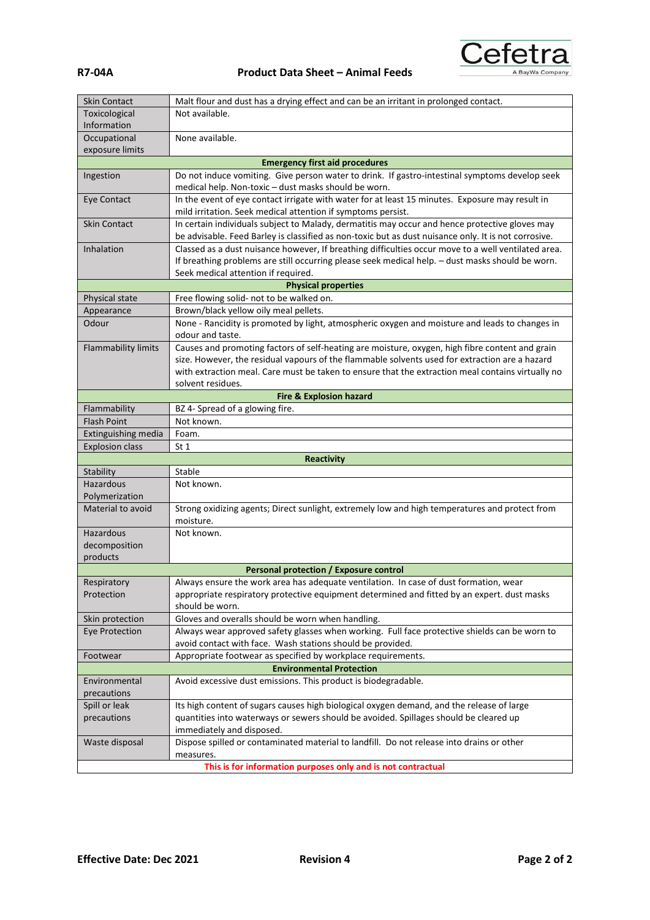| | |
|---|---|
| Skin Contact | Malt flour and dust has a drying effect and can be an irritant in prolonged contact. |
| Toxicological Information | Not available. |
| Occupational exposure limits | None available. |
| **Emergency first aid procedures** | |
| Ingestion | Do not induce vomiting. Give person water to drink. If gastro-intestinal symptoms develop seek medical help. Non-toxic – dust masks should be worn. |
| Eye Contact | In the event of eye contact irrigate with water for at least 15 minutes. Exposure may result in mild irritation. Seek medical attention if symptoms persist. |
| Skin Contact | In certain individuals subject to Malady, dermatitis may occur and hence protective gloves may be advisable. Feed Barley is classified as non-toxic but as dust nuisance only. It is not corrosive. |
| Inhalation | Classed as a dust nuisance however, If breathing difficulties occur move to a well ventilated area. If breathing problems are still occurring please seek medical help. – dust masks should be worn. Seek medical attention if required. |
| **Physical properties** | |
| Physical state | Free flowing solid- not to be walked on. |
| Appearance | Brown/black yellow oily meal pellets. |
| Odour | None - Rancidity is promoted by light, atmospheric oxygen and moisture and leads to changes in odour and taste. |
| Flammability limits | Causes and promoting factors of self-heating are moisture, oxygen, high fibre content and grain size. However, the residual vapours of the flammable solvents used for extraction are a hazard with extraction meal. Care must be taken to ensure that the extraction meal contains virtually no solvent residues. |
| **Fire & Explosion hazard** | |
| Flammability | BZ 4- Spread of a glowing fire. |
| Flash Point | Not known. |
| Extinguishing media | Foam. |
| Explosion class | St 1 |
| **Reactivity** | |
| Stability | Stable |
| Hazardous Polymerization | Not known. |
| Material to avoid | Strong oxidizing agents; Direct sunlight, extremely low and high temperatures and protect from moisture. |
| Hazardous decomposition products | Not known. |
| **Personal protection / Exposure control** | |
| Respiratory Protection | Always ensure the work area has adequate ventilation. In case of dust formation, wear appropriate respiratory protective equipment determined and fitted by an expert. dust masks should be worn. |
| Skin protection | Gloves and overalls should be worn when handling. |
| Eye Protection | Always wear approved safety glasses when working. Full face protective shields can be worn to avoid contact with face. Wash stations should be provided. |
| Footwear | Appropriate footwear as specified by workplace requirements. |
| **Environmental Protection** | |
| Environmental precautions | Avoid excessive dust emissions. This product is biodegradable. |
| Spill or leak precautions | Its high content of sugars causes high biological oxygen demand, and the release of large quantities into waterways or sewers should be avoided. Spillages should be cleared up immediately and disposed. |
| Waste disposal | Dispose spilled or contaminated material to landfill. Do not release into drains or other measures. |

**This is for information purposes only and is not contractual**